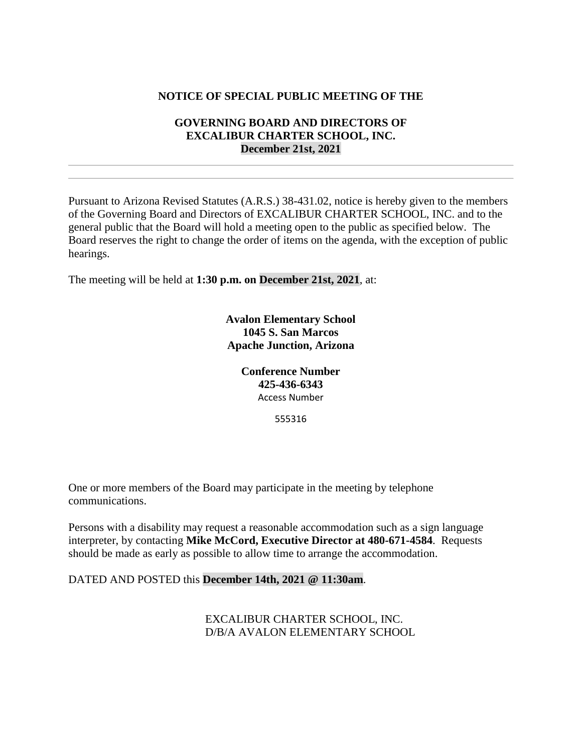**NOTICE OF SPECIAL PUBLIC MEETING OF THE**

**GOVERNING BOARD AND DIRECTORS OF**
**EXCALIBUR CHARTER SCHOOL, INC.**
**December 21st, 2021**

---

Pursuant to Arizona Revised Statutes (A.R.S.) 38-431.02, notice is hereby given to the members of the Governing Board and Directors of EXCALIBUR CHARTER SCHOOL, INC. and to the general public that the Board will hold a meeting open to the public as specified below. The Board reserves the right to change the order of items on the agenda, with the exception of public hearings.

The meeting will be held at **1:30 p.m. on December 21st, 2021**, at:

**Avalon Elementary School**
**1045 S. San Marcos**
**Apache Junction, Arizona**

**Conference Number**
**425-436-6343**
Access Number

555316

One or more members of the Board may participate in the meeting by telephone communications.

Persons with a disability may request a reasonable accommodation such as a sign language interpreter, by contacting **Mike McCord, Executive Director at 480-671-4584**. Requests should be made as early as possible to allow time to arrange the accommodation.

DATED AND POSTED this **December 14th, 2021 @ 11:30am**.

EXCALIBUR CHARTER SCHOOL, INC.
D/B/A AVALON ELEMENTARY SCHOOL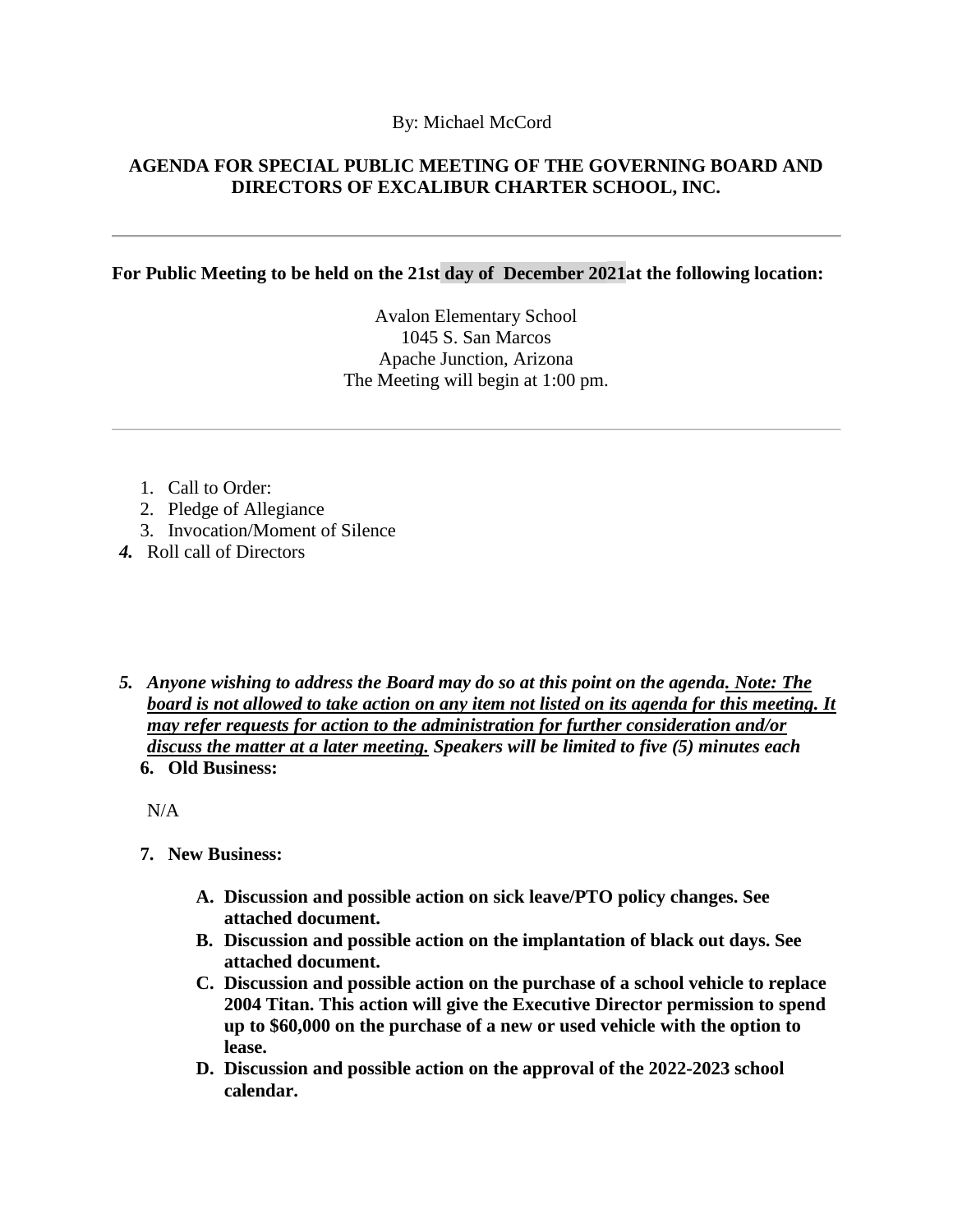By: Michael McCord

**AGENDA FOR SPECIAL PUBLIC MEETING OF THE GOVERNING BOARD AND DIRECTORS OF EXCALIBUR CHARTER SCHOOL, INC.**

---

**For Public Meeting to be held on the 21st day of December 2021at the following location:**

Avalon Elementary School
1045 S. San Marcos
Apache Junction, Arizona
The Meeting will begin at 1:00 pm.

---

1. Call to Order:
2. Pledge of Allegiance
3. Invocation/Moment of Silence
4. Roll call of Directors

5. ***Anyone wishing to address the Board may do so at this point on the agenda. <u>Note: The board is not allowed to take action on any item not listed on its agenda for this meeting. It may refer requests for action to the administration for further consideration and/or discuss the matter at a later meeting.</u> Speakers will be limited to five (5) minutes each***
6. **Old Business:**

   N/A

7. **New Business:**

   A. **Discussion and possible action on sick leave/PTO policy changes. See attached document.**
   B. **Discussion and possible action on the implantation of black out days. See attached document.**
   C. **Discussion and possible action on the purchase of a school vehicle to replace 2004 Titan. This action will give the Executive Director permission to spend up to $60,000 on the purchase of a new or used vehicle with the option to lease.**
   D. **Discussion and possible action on the approval of the 2022-2023 school calendar.**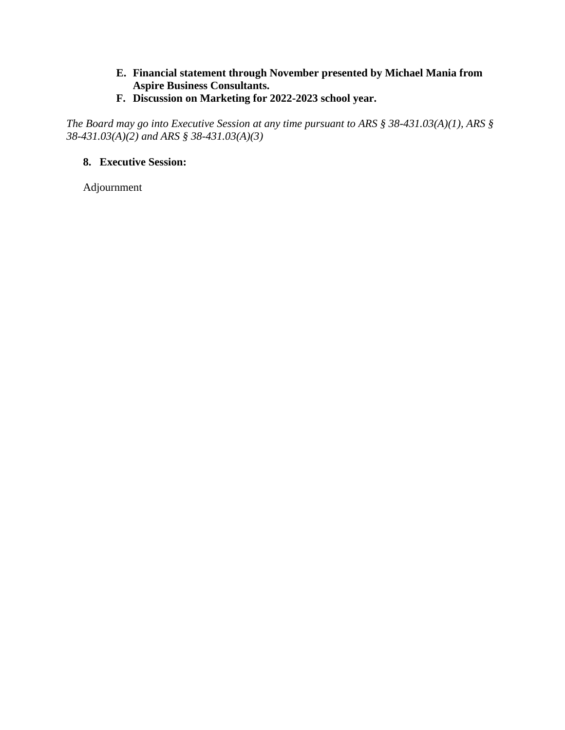E. **Financial statement through November presented by Michael Mania from Aspire Business Consultants.**
F. **Discussion on Marketing for 2022-2023 school year.**

*The Board may go into Executive Session at any time pursuant to ARS § 38-431.03(A)(1), ARS § 38-431.03(A)(2) and ARS § 38-431.03(A)(3)*

8. **Executive Session:**

Adjournment